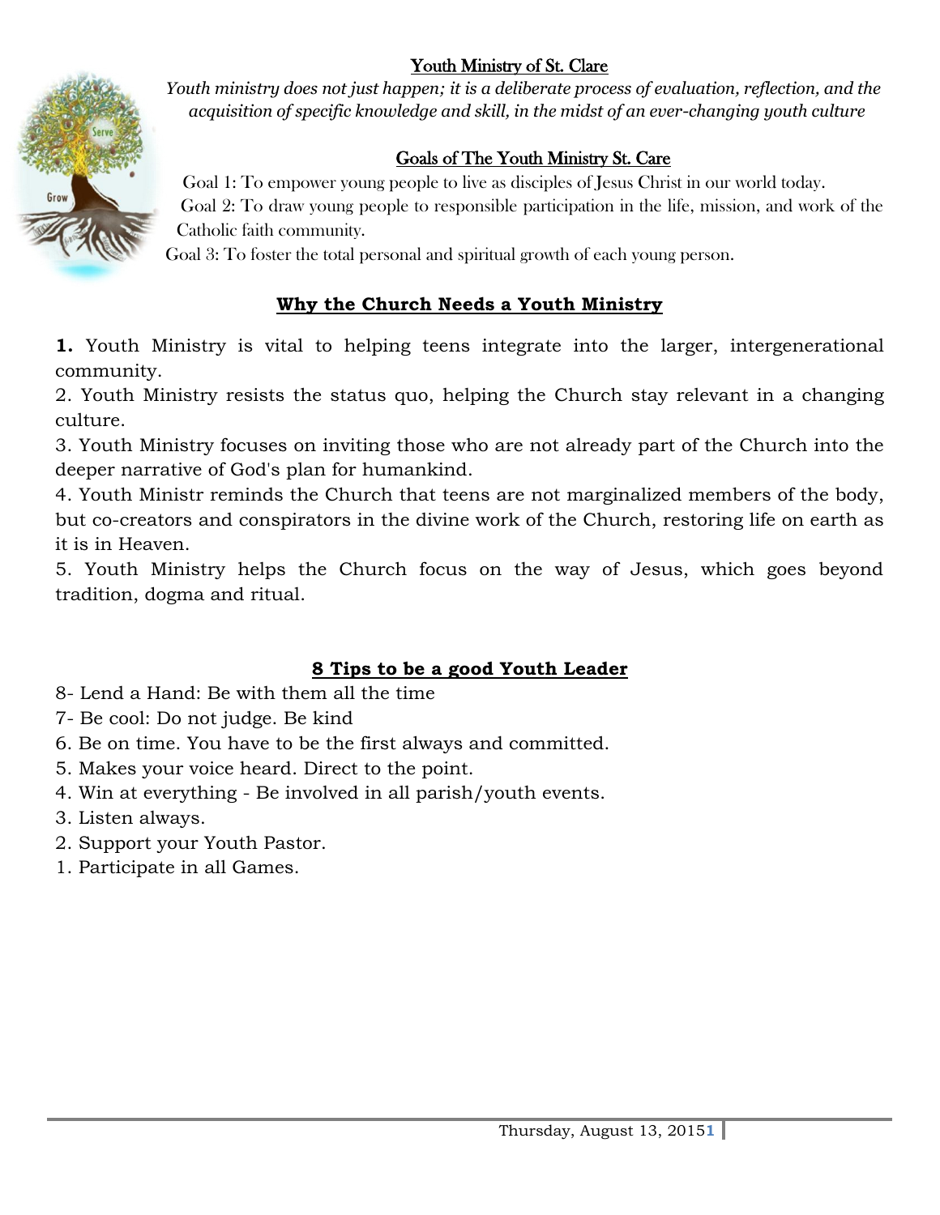## Youth Ministry of St. Clare

*Youth ministry does not just happen; it is a deliberate process of evaluation, reflection, and the acquisition of specific knowledge and skill, in the midst of an ever-changing youth culture*

## Goals of The Youth Ministry St. Care

Goal 1: To empower young people to live as disciples of Jesus Christ in our world today.

Goal 2: To draw young people to responsible participation in the life, mission, and work of the Catholic faith community.

Goal 3: To foster the total personal and spiritual growth of each young person.

## Why the Church Needs a Youth Ministry

**1.** Youth Ministry is vital to helping teens integrate into the larger, intergenerational community.

2. Youth Ministry resists the status quo, helping the Church stay relevant in a changing culture.

3. Youth Ministry focuses on inviting those who are not already part of the Church into the deeper narrative of God's plan for humankind.

4. Youth Ministr reminds the Church that teens are not marginalized members of the body, but co-creators and conspirators in the divine work of the Church, restoring life on earth as it is in Heaven.

5. Youth Ministry helps the Church focus on the way of Jesus, which goes beyond tradition, dogma and ritual.

## 8 Tips to be a good Youth Leader

8- Lend a Hand: Be with them all the time

7- Be cool: Do not judge. Be kind

6. Be on time. You have to be the first always and committed.

5. Makes your voice heard. Direct to the point.

4. Win at everything - Be involved in all parish/youth events.

3. Listen always.

2. Support your Youth Pastor.

1. Participate in all Games.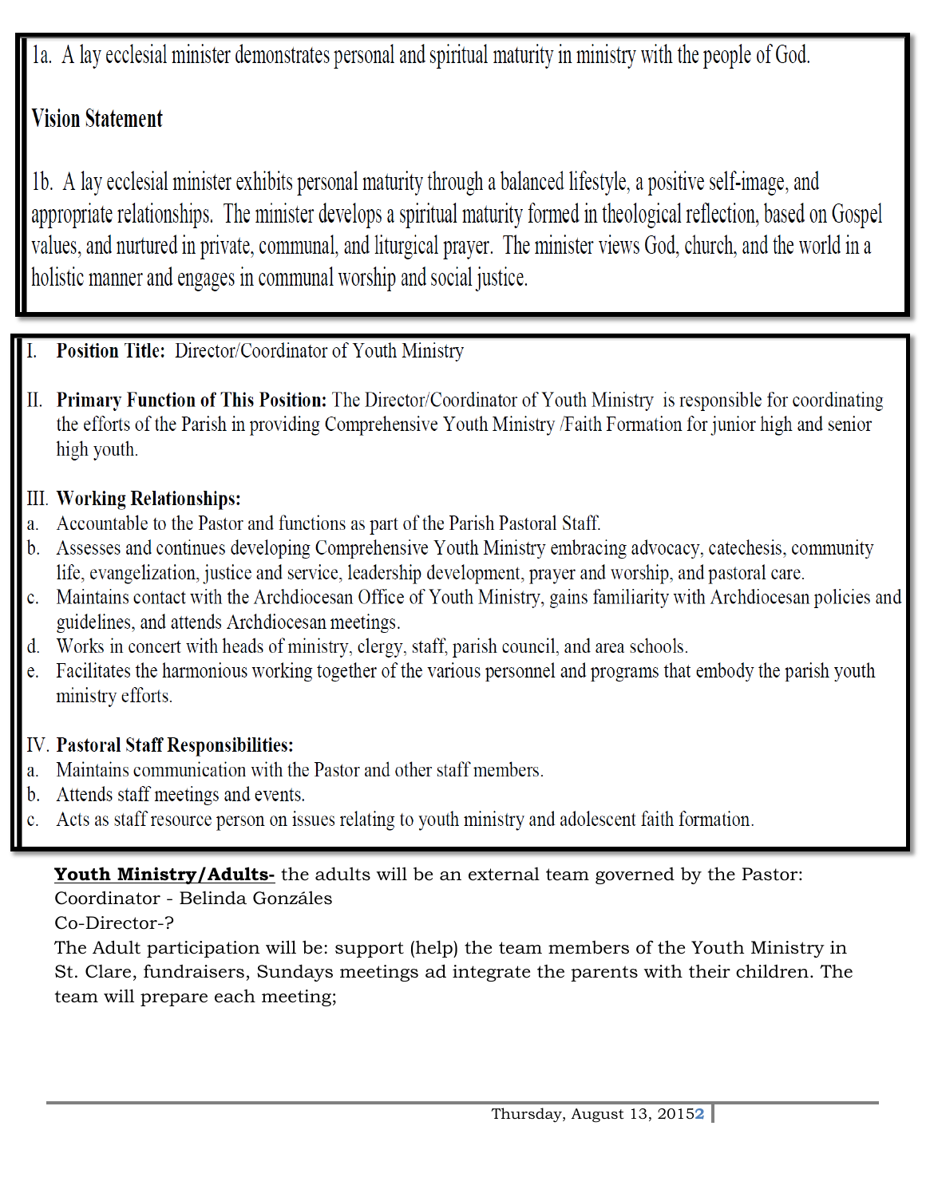1a. A lay ecclesial minister demonstrates personal and spiritual maturity in ministry with the people of God.

**Vision Statement**

1b. A lay ecclesial minister exhibits personal maturity through a balanced lifestyle, a positive self-image, and appropriate relationships. The minister develops a spiritual maturity formed in theological reflection, based on Gospel values, and nurtured in private, communal, and liturgical prayer. The minister views God, church, and the world in a holistic manner and engages in communal worship and social justice.

I. **Position Title:** Director/Coordinator of Youth Ministry

II. **Primary Function of This Position:** The Director/Coordinator of Youth Ministry is responsible for coordinating the efforts of the Parish in providing Comprehensive Youth Ministry /Faith Formation for junior high and senior high youth.

III. **Working Relationships:**

a. Accountable to the Pastor and functions as part of the Parish Pastoral Staff.
b. Assesses and continues developing Comprehensive Youth Ministry embracing advocacy, catechesis, community life, evangelization, justice and service, leadership development, prayer and worship, and pastoral care.
c. Maintains contact with the Archdiocesan Office of Youth Ministry, gains familiarity with Archdiocesan policies and guidelines, and attends Archdiocesan meetings.
d. Works in concert with heads of ministry, clergy, staff, parish council, and area schools.
e. Facilitates the harmonious working together of the various personnel and programs that embody the parish youth ministry efforts.

IV. **Pastoral Staff Responsibilities:**

a. Maintains communication with the Pastor and other staff members.
b. Attends staff meetings and events.
c. Acts as staff resource person on issues relating to youth ministry and adolescent faith formation.

**<u>Youth Ministry/Adults-</u>** the adults will be an external team governed by the Pastor:
Coordinator - Belinda Gonzáles
Co-Director-?
The Adult participation will be: support (help) the team members of the Youth Ministry in St. Clare, fundraisers, Sundays meetings ad integrate the parents with their children. The team will prepare each meeting;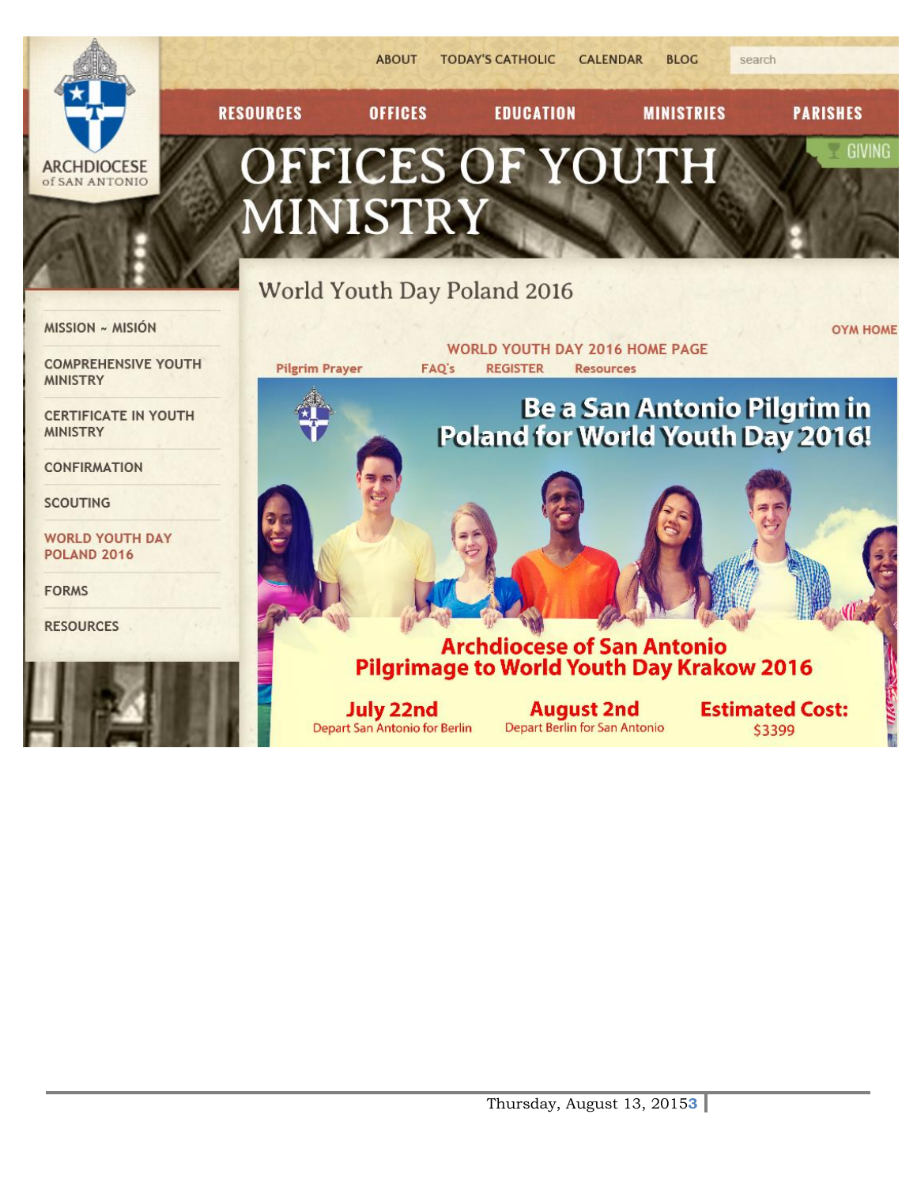ABOUT TODAY'S CATHOLIC CALENDAR BLOG search

ARCHDIOCESE of SAN ANTONIO

RESOURCES OFFICES EDUCATION MINISTRIES PARISHES

GIVING

# OFFICES OF YOUTH MINISTRY

- MISSION ~ MISIÓN
- COMPREHENSIVE YOUTH MINISTRY
- CERTIFICATE IN YOUTH MINISTRY
- CONFIRMATION
- SCOUTING
- WORLD YOUTH DAY POLAND 2016
- FORMS
- RESOURCES

## World Youth Day Poland 2016

OYM HOME

WORLD YOUTH DAY 2016 HOME PAGE

Pilgrim Prayer FAQ's REGISTER Resources

**Be a San Antonio Pilgrim in Poland for World Youth Day 2016!**

**Archdiocese of San Antonio**
**Pilgrimage to World Youth Day Krakow 2016**

**July 22nd**
Depart San Antonio for Berlin

**August 2nd**
Depart Berlin for San Antonio

**Estimated Cost:**
$3399

Thursday, August 13, 2015